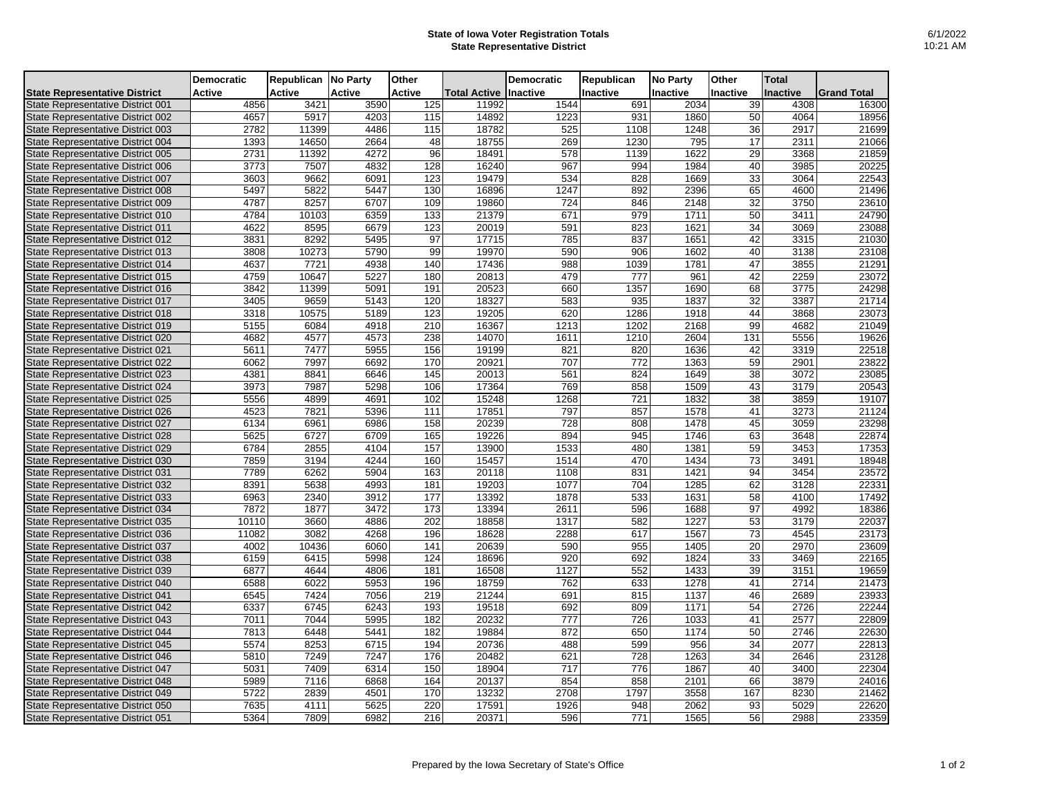# State of Iowa Voter Registration Totals
## State Representative District

6/1/2022
10:21 AM

| State Representative District | Democratic Active | Republican Active | No Party Active | Other Active | Total Active | Democratic Inactive | Republican Inactive | No Party Inactive | Other Inactive | Total Inactive | Grand Total |
|---|---|---|---|---|---|---|---|---|---|---|---|
| State Representative District 001 | 4856 | 3421 | 3590 | 125 | 11992 | 1544 | 691 | 2034 | 39 | 4308 | 16300 |
| State Representative District 002 | 4657 | 5917 | 4203 | 115 | 14892 | 1223 | 931 | 1860 | 50 | 4064 | 18956 |
| State Representative District 003 | 2782 | 11399 | 4486 | 115 | 18782 | 525 | 1108 | 1248 | 36 | 2917 | 21699 |
| State Representative District 004 | 1393 | 14650 | 2664 | 48 | 18755 | 269 | 1230 | 795 | 17 | 2311 | 21066 |
| State Representative District 005 | 2731 | 11392 | 4272 | 96 | 18491 | 578 | 1139 | 1622 | 29 | 3368 | 21859 |
| State Representative District 006 | 3773 | 7507 | 4832 | 128 | 16240 | 967 | 994 | 1984 | 40 | 3985 | 20225 |
| State Representative District 007 | 3603 | 9662 | 6091 | 123 | 19479 | 534 | 828 | 1669 | 33 | 3064 | 22543 |
| State Representative District 008 | 5497 | 5822 | 5447 | 130 | 16896 | 1247 | 892 | 2396 | 65 | 4600 | 21496 |
| State Representative District 009 | 4787 | 8257 | 6707 | 109 | 19860 | 724 | 846 | 2148 | 32 | 3750 | 23610 |
| State Representative District 010 | 4784 | 10103 | 6359 | 133 | 21379 | 671 | 979 | 1711 | 50 | 3411 | 24790 |
| State Representative District 011 | 4622 | 8595 | 6679 | 123 | 20019 | 591 | 823 | 1621 | 34 | 3069 | 23088 |
| State Representative District 012 | 3831 | 8292 | 5495 | 97 | 17715 | 785 | 837 | 1651 | 42 | 3315 | 21030 |
| State Representative District 013 | 3808 | 10273 | 5790 | 99 | 19970 | 590 | 906 | 1602 | 40 | 3138 | 23108 |
| State Representative District 014 | 4637 | 7721 | 4938 | 140 | 17436 | 988 | 1039 | 1781 | 47 | 3855 | 21291 |
| State Representative District 015 | 4759 | 10647 | 5227 | 180 | 20813 | 479 | 777 | 961 | 42 | 2259 | 23072 |
| State Representative District 016 | 3842 | 11399 | 5091 | 191 | 20523 | 660 | 1357 | 1690 | 68 | 3775 | 24298 |
| State Representative District 017 | 3405 | 9659 | 5143 | 120 | 18327 | 583 | 935 | 1837 | 32 | 3387 | 21714 |
| State Representative District 018 | 3318 | 10575 | 5189 | 123 | 19205 | 620 | 1286 | 1918 | 44 | 3868 | 23073 |
| State Representative District 019 | 5155 | 6084 | 4918 | 210 | 16367 | 1213 | 1202 | 2168 | 99 | 4682 | 21049 |
| State Representative District 020 | 4682 | 4577 | 4573 | 238 | 14070 | 1611 | 1210 | 2604 | 131 | 5556 | 19626 |
| State Representative District 021 | 5611 | 7477 | 5955 | 156 | 19199 | 821 | 820 | 1636 | 42 | 3319 | 22518 |
| State Representative District 022 | 6062 | 7997 | 6692 | 170 | 20921 | 707 | 772 | 1363 | 59 | 2901 | 23822 |
| State Representative District 023 | 4381 | 8841 | 6646 | 145 | 20013 | 561 | 824 | 1649 | 38 | 3072 | 23085 |
| State Representative District 024 | 3973 | 7987 | 5298 | 106 | 17364 | 769 | 858 | 1509 | 43 | 3179 | 20543 |
| State Representative District 025 | 5556 | 4899 | 4691 | 102 | 15248 | 1268 | 721 | 1832 | 38 | 3859 | 19107 |
| State Representative District 026 | 4523 | 7821 | 5396 | 111 | 17851 | 797 | 857 | 1578 | 41 | 3273 | 21124 |
| State Representative District 027 | 6134 | 6961 | 6986 | 158 | 20239 | 728 | 808 | 1478 | 45 | 3059 | 23298 |
| State Representative District 028 | 5625 | 6727 | 6709 | 165 | 19226 | 894 | 945 | 1746 | 63 | 3648 | 22874 |
| State Representative District 029 | 6784 | 2855 | 4104 | 157 | 13900 | 1533 | 480 | 1381 | 59 | 3453 | 17353 |
| State Representative District 030 | 7859 | 3194 | 4244 | 160 | 15457 | 1514 | 470 | 1434 | 73 | 3491 | 18948 |
| State Representative District 031 | 7789 | 6262 | 5904 | 163 | 20118 | 1108 | 831 | 1421 | 94 | 3454 | 23572 |
| State Representative District 032 | 8391 | 5638 | 4993 | 181 | 19203 | 1077 | 704 | 1285 | 62 | 3128 | 22331 |
| State Representative District 033 | 6963 | 2340 | 3912 | 177 | 13392 | 1878 | 533 | 1631 | 58 | 4100 | 17492 |
| State Representative District 034 | 7872 | 1877 | 3472 | 173 | 13394 | 2611 | 596 | 1688 | 97 | 4992 | 18386 |
| State Representative District 035 | 10110 | 3660 | 4886 | 202 | 18858 | 1317 | 582 | 1227 | 53 | 3179 | 22037 |
| State Representative District 036 | 11082 | 3082 | 4268 | 196 | 18628 | 2288 | 617 | 1567 | 73 | 4545 | 23173 |
| State Representative District 037 | 4002 | 10436 | 6060 | 141 | 20639 | 590 | 955 | 1405 | 20 | 2970 | 23609 |
| State Representative District 038 | 6159 | 6415 | 5998 | 124 | 18696 | 920 | 692 | 1824 | 33 | 3469 | 22165 |
| State Representative District 039 | 6877 | 4644 | 4806 | 181 | 16508 | 1127 | 552 | 1433 | 39 | 3151 | 19659 |
| State Representative District 040 | 6588 | 6022 | 5953 | 196 | 18759 | 762 | 633 | 1278 | 41 | 2714 | 21473 |
| State Representative District 041 | 6545 | 7424 | 7056 | 219 | 21244 | 691 | 815 | 1137 | 46 | 2689 | 23933 |
| State Representative District 042 | 6337 | 6745 | 6243 | 193 | 19518 | 692 | 809 | 1171 | 54 | 2726 | 22244 |
| State Representative District 043 | 7011 | 7044 | 5995 | 182 | 20232 | 777 | 726 | 1033 | 41 | 2577 | 22809 |
| State Representative District 044 | 7813 | 6448 | 5441 | 182 | 19884 | 872 | 650 | 1174 | 50 | 2746 | 22630 |
| State Representative District 045 | 5574 | 8253 | 6715 | 194 | 20736 | 488 | 599 | 956 | 34 | 2077 | 22813 |
| State Representative District 046 | 5810 | 7249 | 7247 | 176 | 20482 | 621 | 728 | 1263 | 34 | 2646 | 23128 |
| State Representative District 047 | 5031 | 7409 | 6314 | 150 | 18904 | 717 | 776 | 1867 | 40 | 3400 | 22304 |
| State Representative District 048 | 5989 | 7116 | 6868 | 164 | 20137 | 854 | 858 | 2101 | 66 | 3879 | 24016 |
| State Representative District 049 | 5722 | 2839 | 4501 | 170 | 13232 | 2708 | 1797 | 3558 | 167 | 8230 | 21462 |
| State Representative District 050 | 7635 | 4111 | 5625 | 220 | 17591 | 1926 | 948 | 2062 | 93 | 5029 | 22620 |
| State Representative District 051 | 5364 | 7809 | 6982 | 216 | 20371 | 596 | 771 | 1565 | 56 | 2988 | 23359 |

Prepared by the Iowa Secretary of State's Office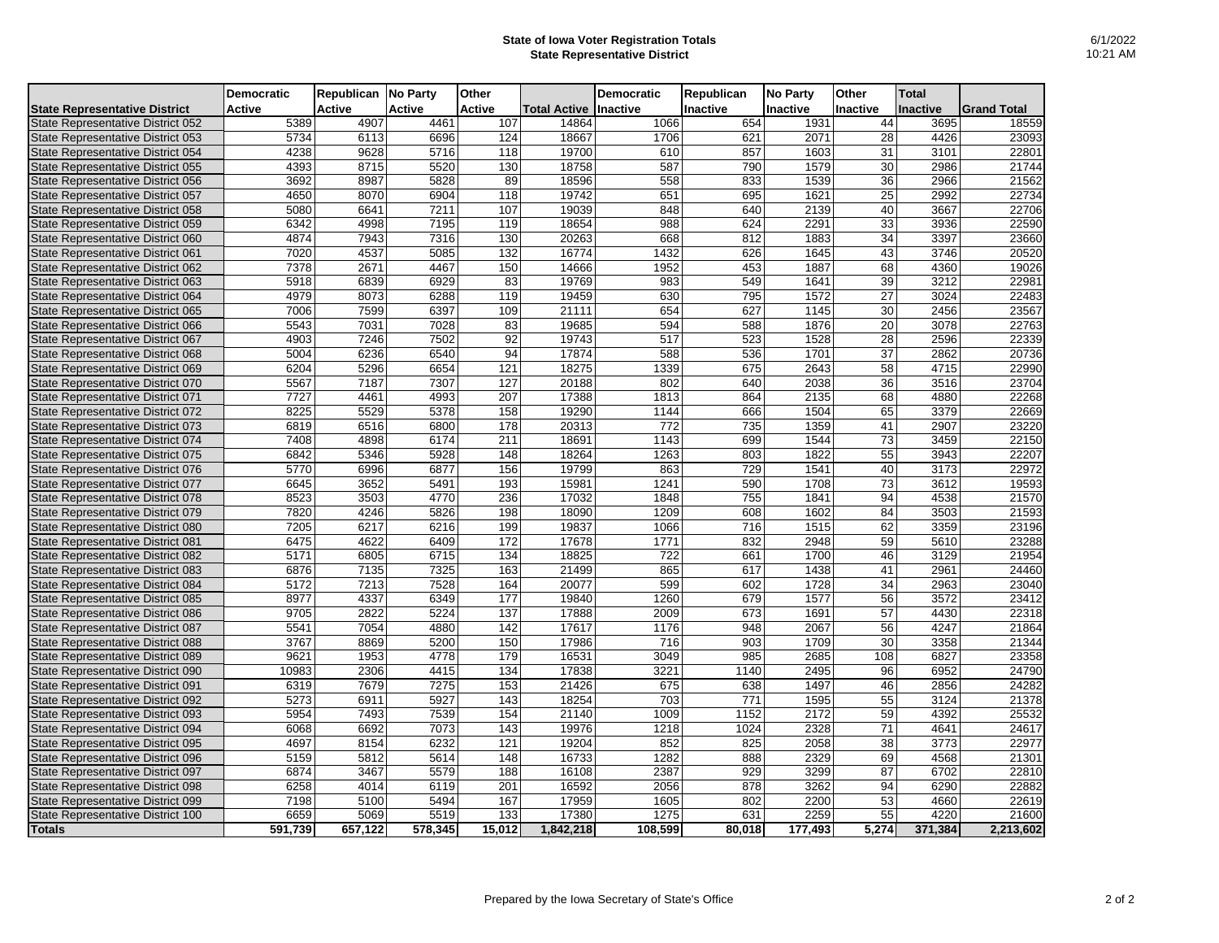# State of Iowa Voter Registration Totals
## State Representative District

6/1/2022
10:21 AM

| State Representative District | Democratic Active | Republican Active | No Party Active | Other Active | Total Active | Democratic Inactive | Republican Inactive | No Party Inactive | Other Inactive | Total Inactive | Grand Total |
|---|---|---|---|---|---|---|---|---|---|---|---|
| State Representative District 052 | 5389 | 4907 | 4461 | 107 | 14864 | 1066 | 654 | 1931 | 44 | 3695 | 18559 |
| State Representative District 053 | 5734 | 6113 | 6696 | 124 | 18667 | 1706 | 621 | 2071 | 28 | 4426 | 23093 |
| State Representative District 054 | 4238 | 9628 | 5716 | 118 | 19700 | 610 | 857 | 1603 | 31 | 3101 | 22801 |
| State Representative District 055 | 4393 | 8715 | 5520 | 130 | 18758 | 587 | 790 | 1579 | 30 | 2986 | 21744 |
| State Representative District 056 | 3692 | 8987 | 5828 | 89 | 18596 | 558 | 833 | 1539 | 36 | 2966 | 21562 |
| State Representative District 057 | 4650 | 8070 | 6904 | 118 | 19742 | 651 | 695 | 1621 | 25 | 2992 | 22734 |
| State Representative District 058 | 5080 | 6641 | 7211 | 107 | 19039 | 848 | 640 | 2139 | 40 | 3667 | 22706 |
| State Representative District 059 | 6342 | 4998 | 7195 | 119 | 18654 | 988 | 624 | 2291 | 33 | 3936 | 22590 |
| State Representative District 060 | 4874 | 7943 | 7316 | 130 | 20263 | 668 | 812 | 1883 | 34 | 3397 | 23660 |
| State Representative District 061 | 7020 | 4537 | 5085 | 132 | 16774 | 1432 | 626 | 1645 | 43 | 3746 | 20520 |
| State Representative District 062 | 7378 | 2671 | 4467 | 150 | 14666 | 1952 | 453 | 1887 | 68 | 4360 | 19026 |
| State Representative District 063 | 5918 | 6839 | 6929 | 83 | 19769 | 983 | 549 | 1641 | 39 | 3212 | 22981 |
| State Representative District 064 | 4979 | 8073 | 6288 | 119 | 19459 | 630 | 795 | 1572 | 27 | 3024 | 22483 |
| State Representative District 065 | 7006 | 7599 | 6397 | 109 | 21111 | 654 | 627 | 1145 | 30 | 2456 | 23567 |
| State Representative District 066 | 5543 | 7031 | 7028 | 83 | 19685 | 594 | 588 | 1876 | 20 | 3078 | 22763 |
| State Representative District 067 | 4903 | 7246 | 7502 | 92 | 19743 | 517 | 523 | 1528 | 28 | 2596 | 22339 |
| State Representative District 068 | 5004 | 6236 | 6540 | 94 | 17874 | 588 | 536 | 1701 | 37 | 2862 | 20736 |
| State Representative District 069 | 6204 | 5296 | 6654 | 121 | 18275 | 1339 | 675 | 2643 | 58 | 4715 | 22990 |
| State Representative District 070 | 5567 | 7187 | 7307 | 127 | 20188 | 802 | 640 | 2038 | 36 | 3516 | 23704 |
| State Representative District 071 | 7727 | 4461 | 4993 | 207 | 17388 | 1813 | 864 | 2135 | 68 | 4880 | 22268 |
| State Representative District 072 | 8225 | 5529 | 5378 | 158 | 19290 | 1144 | 666 | 1504 | 65 | 3379 | 22669 |
| State Representative District 073 | 6819 | 6516 | 6800 | 178 | 20313 | 772 | 735 | 1359 | 41 | 2907 | 23220 |
| State Representative District 074 | 7408 | 4898 | 6174 | 211 | 18691 | 1143 | 699 | 1544 | 73 | 3459 | 22150 |
| State Representative District 075 | 6842 | 5346 | 5928 | 148 | 18264 | 1263 | 803 | 1822 | 55 | 3943 | 22207 |
| State Representative District 076 | 5770 | 6996 | 6877 | 156 | 19799 | 863 | 729 | 1541 | 40 | 3173 | 22972 |
| State Representative District 077 | 6645 | 3652 | 5491 | 193 | 15981 | 1241 | 590 | 1708 | 73 | 3612 | 19593 |
| State Representative District 078 | 8523 | 3503 | 4770 | 236 | 17032 | 1848 | 755 | 1841 | 94 | 4538 | 21570 |
| State Representative District 079 | 7820 | 4246 | 5826 | 198 | 18090 | 1209 | 608 | 1602 | 84 | 3503 | 21593 |
| State Representative District 080 | 7205 | 6217 | 6216 | 199 | 19837 | 1066 | 716 | 1515 | 62 | 3359 | 23196 |
| State Representative District 081 | 6475 | 4622 | 6409 | 172 | 17678 | 1771 | 832 | 2948 | 59 | 5610 | 23288 |
| State Representative District 082 | 5171 | 6805 | 6715 | 134 | 18825 | 722 | 661 | 1700 | 46 | 3129 | 21954 |
| State Representative District 083 | 6876 | 7135 | 7325 | 163 | 21499 | 865 | 617 | 1438 | 41 | 2961 | 24460 |
| State Representative District 084 | 5172 | 7213 | 7528 | 164 | 20077 | 599 | 602 | 1728 | 34 | 2963 | 23040 |
| State Representative District 085 | 8977 | 4337 | 6349 | 177 | 19840 | 1260 | 679 | 1577 | 56 | 3572 | 23412 |
| State Representative District 086 | 9705 | 2822 | 5224 | 137 | 17888 | 2009 | 673 | 1691 | 57 | 4430 | 22318 |
| State Representative District 087 | 5541 | 7054 | 4880 | 142 | 17617 | 1176 | 948 | 2067 | 56 | 4247 | 21864 |
| State Representative District 088 | 3767 | 8869 | 5200 | 150 | 17986 | 716 | 903 | 1709 | 30 | 3358 | 21344 |
| State Representative District 089 | 9621 | 1953 | 4778 | 179 | 16531 | 3049 | 985 | 2685 | 108 | 6827 | 23358 |
| State Representative District 090 | 10983 | 2306 | 4415 | 134 | 17838 | 3221 | 1140 | 2495 | 96 | 6952 | 24790 |
| State Representative District 091 | 6319 | 7679 | 7275 | 153 | 21426 | 675 | 638 | 1497 | 46 | 2856 | 24282 |
| State Representative District 092 | 5273 | 6911 | 5927 | 143 | 18254 | 703 | 771 | 1595 | 55 | 3124 | 21378 |
| State Representative District 093 | 5954 | 7493 | 7539 | 154 | 21140 | 1009 | 1152 | 2172 | 59 | 4392 | 25532 |
| State Representative District 094 | 6068 | 6692 | 7073 | 143 | 19976 | 1218 | 1024 | 2328 | 71 | 4641 | 24617 |
| State Representative District 095 | 4697 | 8154 | 6232 | 121 | 19204 | 852 | 825 | 2058 | 38 | 3773 | 22977 |
| State Representative District 096 | 5159 | 5812 | 5614 | 148 | 16733 | 1282 | 888 | 2329 | 69 | 4568 | 21301 |
| State Representative District 097 | 6874 | 3467 | 5579 | 188 | 16108 | 2387 | 929 | 3299 | 87 | 6702 | 22810 |
| State Representative District 098 | 6258 | 4014 | 6119 | 201 | 16592 | 2056 | 878 | 3262 | 94 | 6290 | 22882 |
| State Representative District 099 | 7198 | 5100 | 5494 | 167 | 17959 | 1605 | 802 | 2200 | 53 | 4660 | 22619 |
| State Representative District 100 | 6659 | 5069 | 5519 | 133 | 17380 | 1275 | 631 | 2259 | 55 | 4220 | 21600 |
| **Totals** | **591,739** | **657,122** | **578,345** | **15,012** | **1,842,218** | **108,599** | **80,018** | **177,493** | **5,274** | **371,384** | **2,213,602** |

Prepared by the Iowa Secretary of State's Office